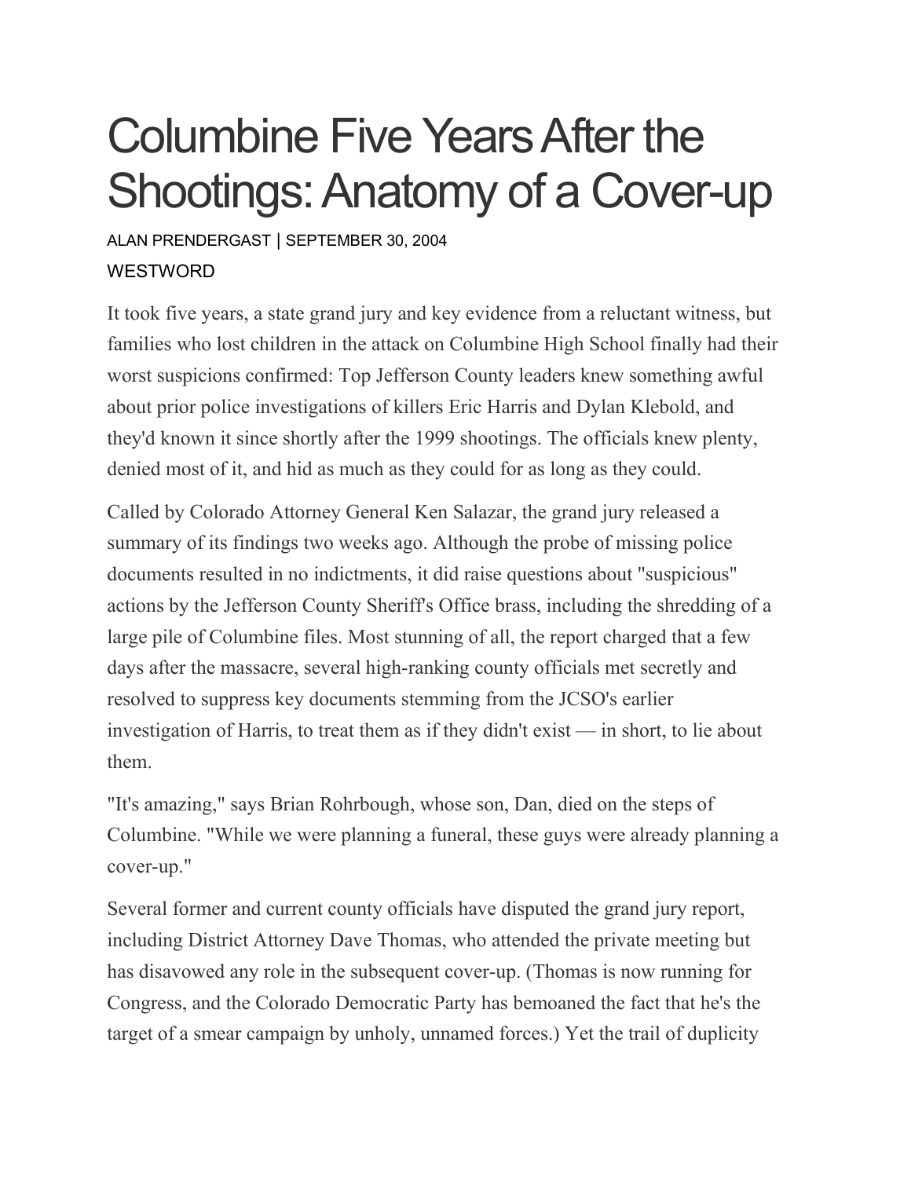# Columbine Five Years After the Shootings: Anatomy of a Cover-up

ALAN PRENDERGAST | SEPTEMBER 30, 2004

WESTWORD

It took five years, a state grand jury and key evidence from a reluctant witness, but families who lost children in the attack on Columbine High School finally had their worst suspicions confirmed: Top Jefferson County leaders knew something awful about prior police investigations of killers Eric Harris and Dylan Klebold, and they'd known it since shortly after the 1999 shootings. The officials knew plenty, denied most of it, and hid as much as they could for as long as they could.

Called by Colorado Attorney General Ken Salazar, the grand jury released a summary of its findings two weeks ago. Although the probe of missing police documents resulted in no indictments, it did raise questions about "suspicious" actions by the Jefferson County Sheriff's Office brass, including the shredding of a large pile of Columbine files. Most stunning of all, the report charged that a few days after the massacre, several high-ranking county officials met secretly and resolved to suppress key documents stemming from the JCSO's earlier investigation of Harris, to treat them as if they didn't exist — in short, to lie about them.

"It's amazing," says Brian Rohrbough, whose son, Dan, died on the steps of Columbine. "While we were planning a funeral, these guys were already planning a cover-up."

Several former and current county officials have disputed the grand jury report, including District Attorney Dave Thomas, who attended the private meeting but has disavowed any role in the subsequent cover-up. (Thomas is now running for Congress, and the Colorado Democratic Party has bemoaned the fact that he's the target of a smear campaign by unholy, unnamed forces.) Yet the trail of duplicity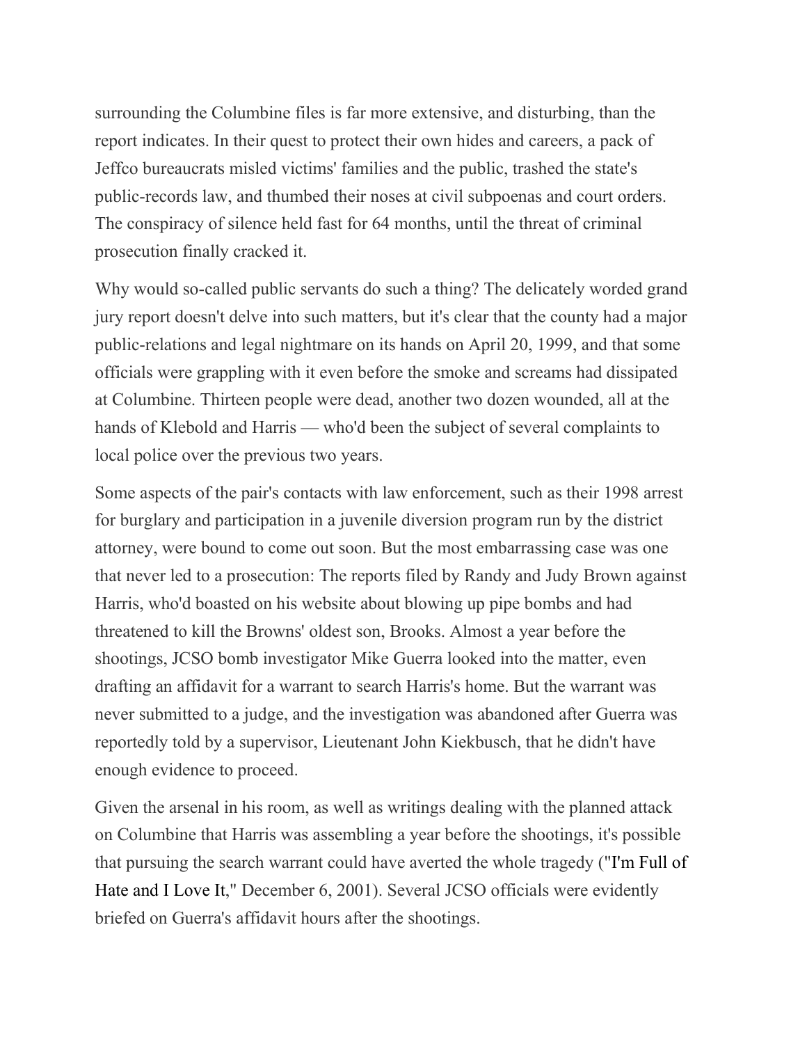surrounding the Columbine files is far more extensive, and disturbing, than the report indicates. In their quest to protect their own hides and careers, a pack of Jeffco bureaucrats misled victims' families and the public, trashed the state's public-records law, and thumbed their noses at civil subpoenas and court orders. The conspiracy of silence held fast for 64 months, until the threat of criminal prosecution finally cracked it.

Why would so-called public servants do such a thing? The delicately worded grand jury report doesn't delve into such matters, but it's clear that the county had a major public-relations and legal nightmare on its hands on April 20, 1999, and that some officials were grappling with it even before the smoke and screams had dissipated at Columbine. Thirteen people were dead, another two dozen wounded, all at the hands of Klebold and Harris — who'd been the subject of several complaints to local police over the previous two years.

Some aspects of the pair's contacts with law enforcement, such as their 1998 arrest for burglary and participation in a juvenile diversion program run by the district attorney, were bound to come out soon. But the most embarrassing case was one that never led to a prosecution: The reports filed by Randy and Judy Brown against Harris, who'd boasted on his website about blowing up pipe bombs and had threatened to kill the Browns' oldest son, Brooks. Almost a year before the shootings, JCSO bomb investigator Mike Guerra looked into the matter, even drafting an affidavit for a warrant to search Harris's home. But the warrant was never submitted to a judge, and the investigation was abandoned after Guerra was reportedly told by a supervisor, Lieutenant John Kiekbusch, that he didn't have enough evidence to proceed.

Given the arsenal in his room, as well as writings dealing with the planned attack on Columbine that Harris was assembling a year before the shootings, it's possible that pursuing the search warrant could have averted the whole tragedy ("I'm Full of Hate and I Love It," December 6, 2001). Several JCSO officials were evidently briefed on Guerra's affidavit hours after the shootings.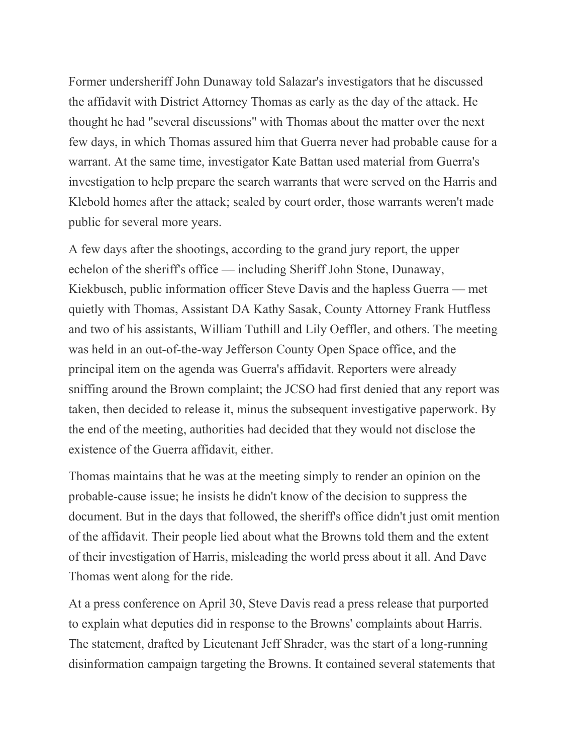Former undersheriff John Dunaway told Salazar's investigators that he discussed the affidavit with District Attorney Thomas as early as the day of the attack. He thought he had "several discussions" with Thomas about the matter over the next few days, in which Thomas assured him that Guerra never had probable cause for a warrant. At the same time, investigator Kate Battan used material from Guerra's investigation to help prepare the search warrants that were served on the Harris and Klebold homes after the attack; sealed by court order, those warrants weren't made public for several more years.

A few days after the shootings, according to the grand jury report, the upper echelon of the sheriff's office — including Sheriff John Stone, Dunaway, Kiekbusch, public information officer Steve Davis and the hapless Guerra — met quietly with Thomas, Assistant DA Kathy Sasak, County Attorney Frank Hutfless and two of his assistants, William Tuthill and Lily Oeffler, and others. The meeting was held in an out-of-the-way Jefferson County Open Space office, and the principal item on the agenda was Guerra's affidavit. Reporters were already sniffing around the Brown complaint; the JCSO had first denied that any report was taken, then decided to release it, minus the subsequent investigative paperwork. By the end of the meeting, authorities had decided that they would not disclose the existence of the Guerra affidavit, either.

Thomas maintains that he was at the meeting simply to render an opinion on the probable-cause issue; he insists he didn't know of the decision to suppress the document. But in the days that followed, the sheriff's office didn't just omit mention of the affidavit. Their people lied about what the Browns told them and the extent of their investigation of Harris, misleading the world press about it all. And Dave Thomas went along for the ride.

At a press conference on April 30, Steve Davis read a press release that purported to explain what deputies did in response to the Browns' complaints about Harris. The statement, drafted by Lieutenant Jeff Shrader, was the start of a long-running disinformation campaign targeting the Browns. It contained several statements that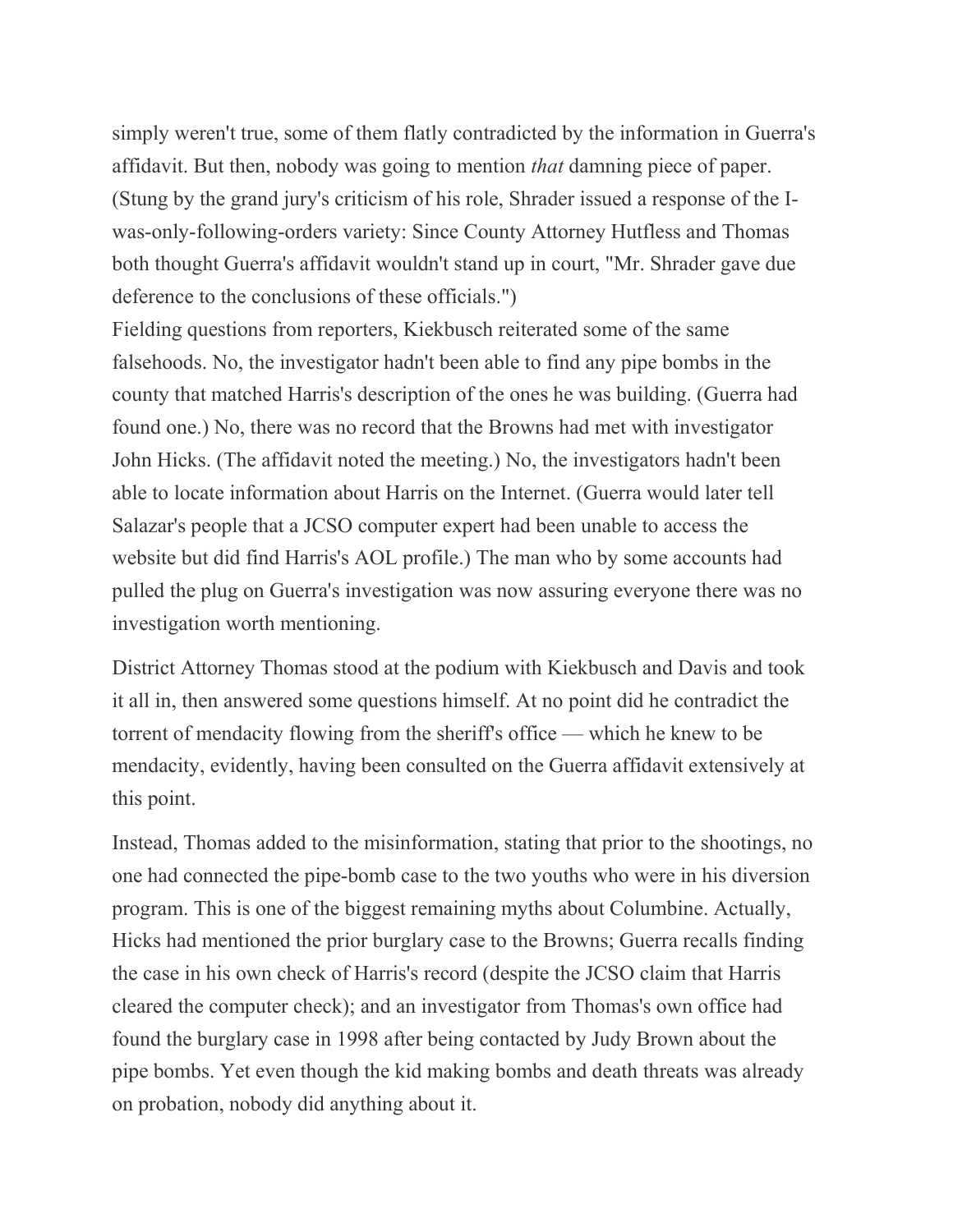simply weren't true, some of them flatly contradicted by the information in Guerra's affidavit. But then, nobody was going to mention *that* damning piece of paper. (Stung by the grand jury's criticism of his role, Shrader issued a response of the I-was-only-following-orders variety: Since County Attorney Hutfless and Thomas both thought Guerra's affidavit wouldn't stand up in court, "Mr. Shrader gave due deference to the conclusions of these officials.")
Fielding questions from reporters, Kiekbusch reiterated some of the same falsehoods. No, the investigator hadn't been able to find any pipe bombs in the county that matched Harris's description of the ones he was building. (Guerra had found one.) No, there was no record that the Browns had met with investigator John Hicks. (The affidavit noted the meeting.) No, the investigators hadn't been able to locate information about Harris on the Internet. (Guerra would later tell Salazar's people that a JCSO computer expert had been unable to access the website but did find Harris's AOL profile.) The man who by some accounts had pulled the plug on Guerra's investigation was now assuring everyone there was no investigation worth mentioning.

District Attorney Thomas stood at the podium with Kiekbusch and Davis and took it all in, then answered some questions himself. At no point did he contradict the torrent of mendacity flowing from the sheriff's office — which he knew to be mendacity, evidently, having been consulted on the Guerra affidavit extensively at this point.

Instead, Thomas added to the misinformation, stating that prior to the shootings, no one had connected the pipe-bomb case to the two youths who were in his diversion program. This is one of the biggest remaining myths about Columbine. Actually, Hicks had mentioned the prior burglary case to the Browns; Guerra recalls finding the case in his own check of Harris's record (despite the JCSO claim that Harris cleared the computer check); and an investigator from Thomas's own office had found the burglary case in 1998 after being contacted by Judy Brown about the pipe bombs. Yet even though the kid making bombs and death threats was already on probation, nobody did anything about it.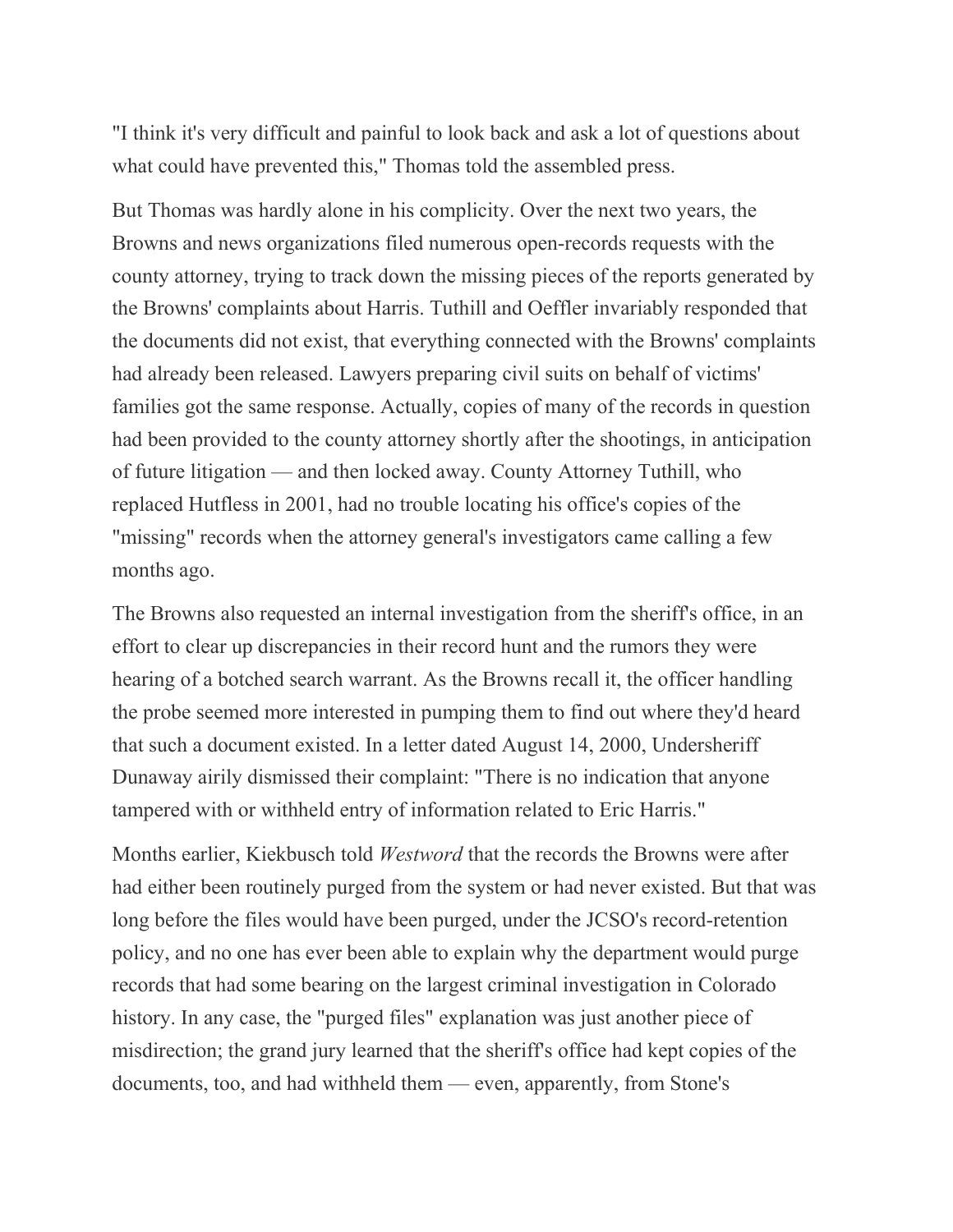"I think it's very difficult and painful to look back and ask a lot of questions about what could have prevented this," Thomas told the assembled press.

But Thomas was hardly alone in his complicity. Over the next two years, the Browns and news organizations filed numerous open-records requests with the county attorney, trying to track down the missing pieces of the reports generated by the Browns' complaints about Harris. Tuthill and Oeffler invariably responded that the documents did not exist, that everything connected with the Browns' complaints had already been released. Lawyers preparing civil suits on behalf of victims' families got the same response. Actually, copies of many of the records in question had been provided to the county attorney shortly after the shootings, in anticipation of future litigation — and then locked away. County Attorney Tuthill, who replaced Hutfless in 2001, had no trouble locating his office's copies of the "missing" records when the attorney general's investigators came calling a few months ago.

The Browns also requested an internal investigation from the sheriff's office, in an effort to clear up discrepancies in their record hunt and the rumors they were hearing of a botched search warrant. As the Browns recall it, the officer handling the probe seemed more interested in pumping them to find out where they'd heard that such a document existed. In a letter dated August 14, 2000, Undersheriff Dunaway airily dismissed their complaint: "There is no indication that anyone tampered with or withheld entry of information related to Eric Harris."

Months earlier, Kiekbusch told *Westword* that the records the Browns were after had either been routinely purged from the system or had never existed. But that was long before the files would have been purged, under the JCSO's record-retention policy, and no one has ever been able to explain why the department would purge records that had some bearing on the largest criminal investigation in Colorado history. In any case, the "purged files" explanation was just another piece of misdirection; the grand jury learned that the sheriff's office had kept copies of the documents, too, and had withheld them — even, apparently, from Stone's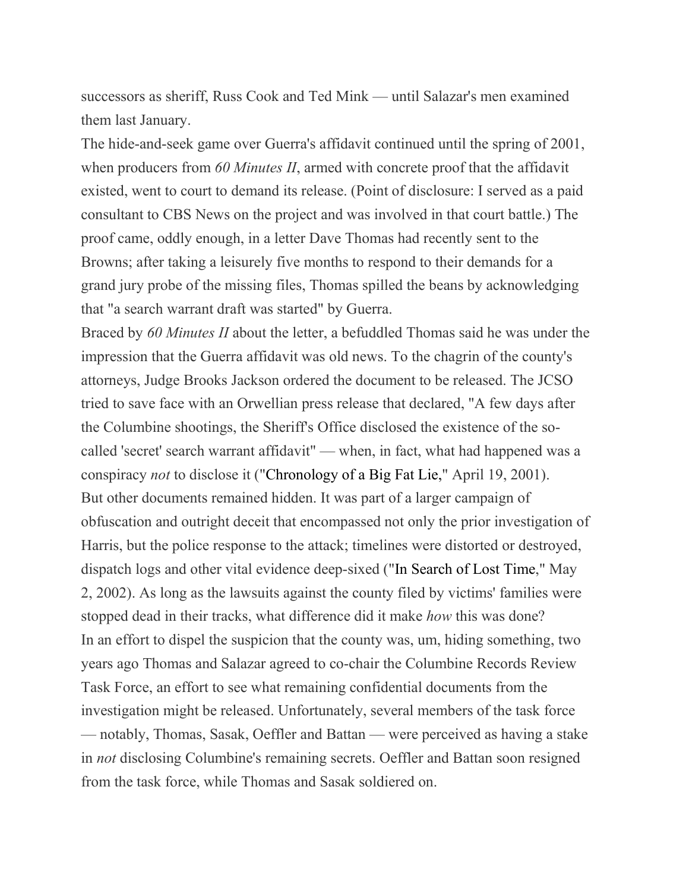successors as sheriff, Russ Cook and Ted Mink — until Salazar's men examined them last January.

The hide-and-seek game over Guerra's affidavit continued until the spring of 2001, when producers from *60 Minutes II*, armed with concrete proof that the affidavit existed, went to court to demand its release. (Point of disclosure: I served as a paid consultant to CBS News on the project and was involved in that court battle.) The proof came, oddly enough, in a letter Dave Thomas had recently sent to the Browns; after taking a leisurely five months to respond to their demands for a grand jury probe of the missing files, Thomas spilled the beans by acknowledging that "a search warrant draft was started" by Guerra.

Braced by *60 Minutes II* about the letter, a befuddled Thomas said he was under the impression that the Guerra affidavit was old news. To the chagrin of the county's attorneys, Judge Brooks Jackson ordered the document to be released. The JCSO tried to save face with an Orwellian press release that declared, "A few days after the Columbine shootings, the Sheriff's Office disclosed the existence of the so-called 'secret' search warrant affidavit" — when, in fact, what had happened was a conspiracy *not* to disclose it ("Chronology of a Big Fat Lie," April 19, 2001).

But other documents remained hidden. It was part of a larger campaign of obfuscation and outright deceit that encompassed not only the prior investigation of Harris, but the police response to the attack; timelines were distorted or destroyed, dispatch logs and other vital evidence deep-sixed ("In Search of Lost Time," May 2, 2002). As long as the lawsuits against the county filed by victims' families were stopped dead in their tracks, what difference did it make *how* this was done?

In an effort to dispel the suspicion that the county was, um, hiding something, two years ago Thomas and Salazar agreed to co-chair the Columbine Records Review Task Force, an effort to see what remaining confidential documents from the investigation might be released. Unfortunately, several members of the task force — notably, Thomas, Sasak, Oeffler and Battan — were perceived as having a stake in *not* disclosing Columbine's remaining secrets. Oeffler and Battan soon resigned from the task force, while Thomas and Sasak soldiered on.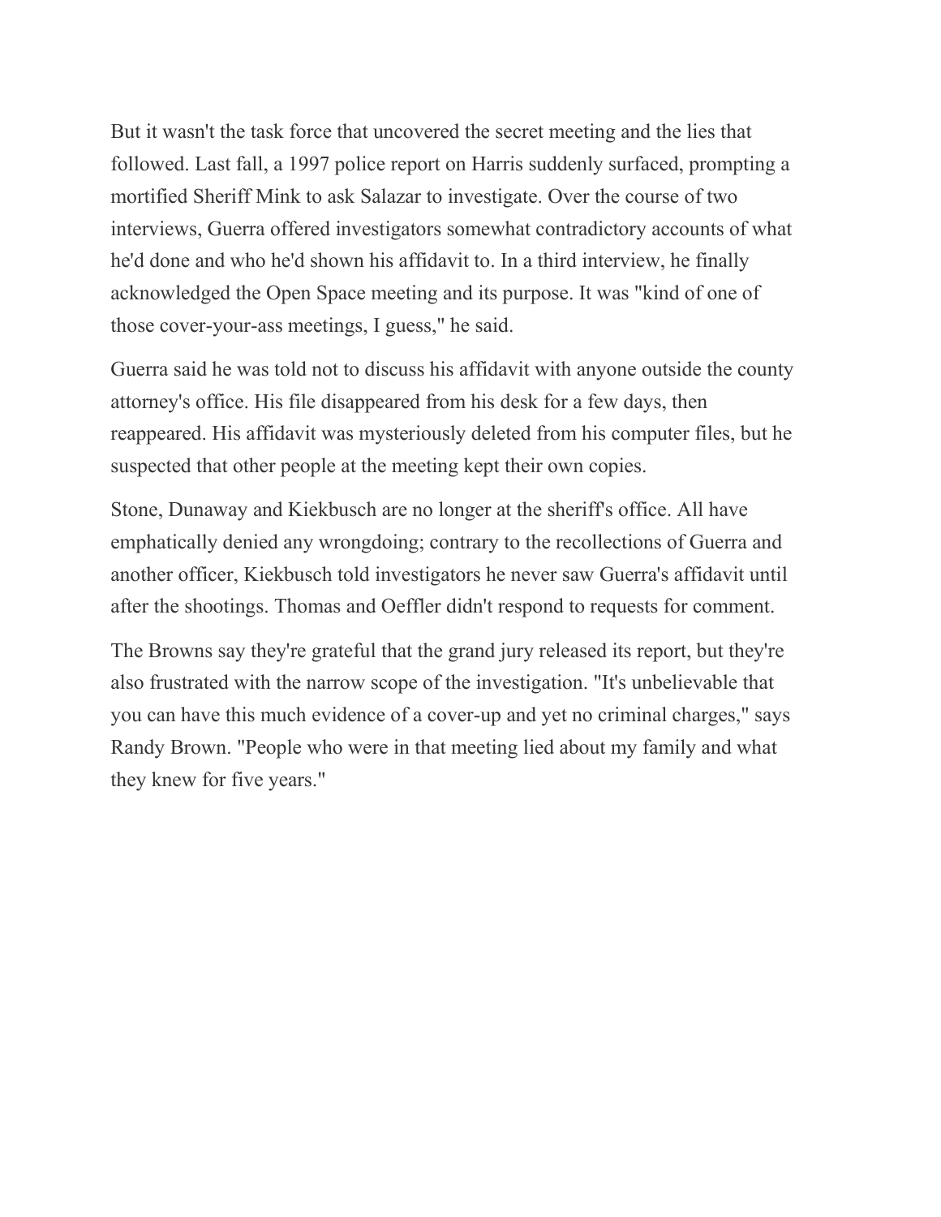But it wasn't the task force that uncovered the secret meeting and the lies that followed. Last fall, a 1997 police report on Harris suddenly surfaced, prompting a mortified Sheriff Mink to ask Salazar to investigate. Over the course of two interviews, Guerra offered investigators somewhat contradictory accounts of what he'd done and who he'd shown his affidavit to. In a third interview, he finally acknowledged the Open Space meeting and its purpose. It was "kind of one of those cover-your-ass meetings, I guess," he said.

Guerra said he was told not to discuss his affidavit with anyone outside the county attorney's office. His file disappeared from his desk for a few days, then reappeared. His affidavit was mysteriously deleted from his computer files, but he suspected that other people at the meeting kept their own copies.

Stone, Dunaway and Kiekbusch are no longer at the sheriff's office. All have emphatically denied any wrongdoing; contrary to the recollections of Guerra and another officer, Kiekbusch told investigators he never saw Guerra's affidavit until after the shootings. Thomas and Oeffler didn't respond to requests for comment.

The Browns say they're grateful that the grand jury released its report, but they're also frustrated with the narrow scope of the investigation. "It's unbelievable that you can have this much evidence of a cover-up and yet no criminal charges," says Randy Brown. "People who were in that meeting lied about my family and what they knew for five years."